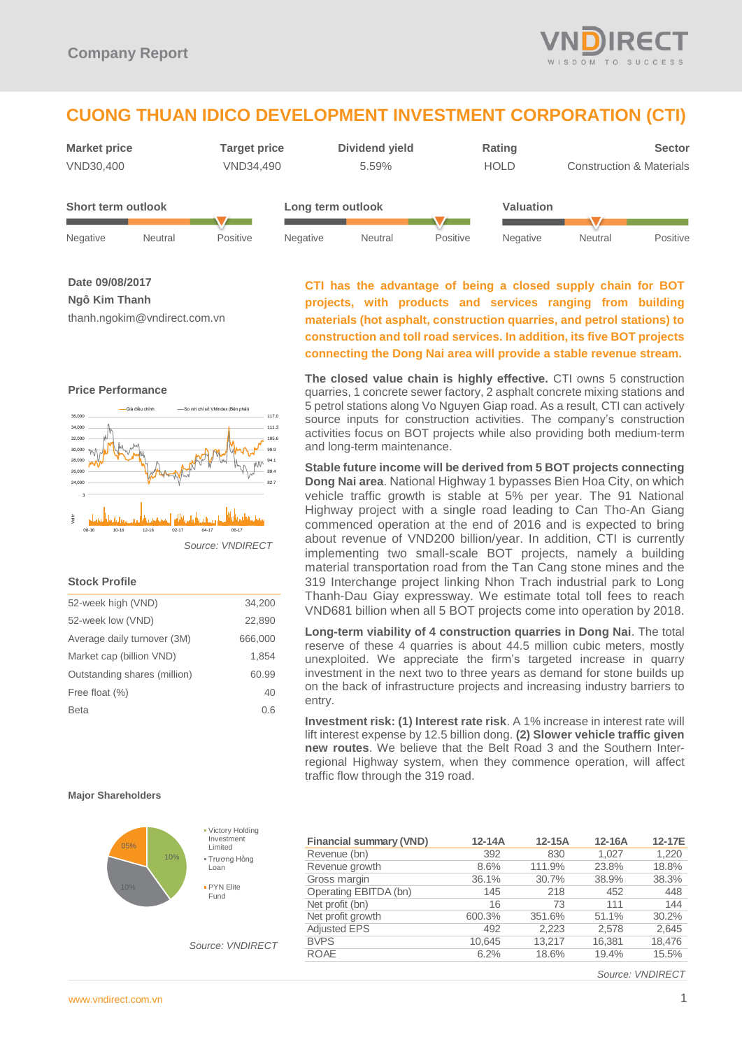Company Report

# CUONG THUAN IDICO DEVELOPMENT INVESTMENT CORPORATION (CTI)

| Market price | Target price | Dividend yield | Rating | Sector |
|---|---|---|---|---|
| VND30,400 | VND34,490 | 5.59% | HOLD | Construction & Materials |

**Short term outlook**: Negative – Neutral – Positive (Positive)

**Long term outlook**: Negative – Neutral – Positive (Positive)

**Valuation**: Negative – Neutral – Positive (Neutral)

**Date 09/08/2017**
**Ngô Kim Thanh**
thanh.ngokim@vndirect.com.vn

**CTI has the advantage of being a closed supply chain for BOT projects, with products and services ranging from building materials (hot asphalt, construction quarries, and petrol stations) to construction and toll road services. In addition, its five BOT projects connecting the Dong Nai area will provide a stable revenue stream.**

**The closed value chain is highly effective.** CTI owns 5 construction quarries, 1 concrete sewer factory, 2 asphalt concrete mixing stations and 5 petrol stations along Vo Nguyen Giap road. As a result, CTI can actively source inputs for construction activities. The company's construction activities focus on BOT projects while also providing both medium-term and long-term maintenance.

**Stable future income will be derived from 5 BOT projects connecting Dong Nai area**. National Highway 1 bypasses Bien Hoa City, on which vehicle traffic growth is stable at 5% per year. The 91 National Highway project with a single road leading to Can Tho-An Giang commenced operation at the end of 2016 and is expected to bring about revenue of VND200 billion/year. In addition, CTI is currently implementing two small-scale BOT projects, namely a building material transportation road from the Tan Cang stone mines and the 319 Interchange project linking Nhon Trach industrial park to Long Thanh-Dau Giay expressway. We estimate total toll fees to reach VND681 billion when all 5 BOT projects come into operation by 2018.

**Long-term viability of 4 construction quarries in Dong Nai**. The total reserve of these 4 quarries is about 44.5 million cubic meters, mostly unexploited. We appreciate the firm's targeted increase in quarry investment in the next two to three years as demand for stone builds up on the back of infrastructure projects and increasing industry barriers to entry.

**Investment risk: (1) Interest rate risk**. A 1% increase in interest rate will lift interest expense by 12.5 billion dong. **(2) Slower vehicle traffic given new routes**. We believe that the Belt Road 3 and the Southern Inter-regional Highway system, when they commence operation, will affect traffic flow through the 319 road.

## Price Performance

*Source: VNDIRECT*

## Stock Profile

| | |
|---|---|
| 52-week high (VND) | 34,200 |
| 52-week low (VND) | 22,890 |
| Average daily turnover (3M) | 666,000 |
| Market cap (billion VND) | 1,854 |
| Outstanding shares (million) | 60.99 |
| Free float (%) | 40 |
| Beta | 0.6 |

## Major Shareholders

- Victory Holding Investment Limited: 10%
- Trương Hồng Loan: 10%
- PYN Elite Fund: 05%

*Source: VNDIRECT*

| Financial summary (VND) | 12-14A | 12-15A | 12-16A | 12-17E |
|---|---|---|---|---|
| Revenue (bn) | 392 | 830 | 1,027 | 1,220 |
| Revenue growth | 8.6% | 111.9% | 23.8% | 18.8% |
| Gross margin | 36.1% | 30.7% | 38.9% | 38.3% |
| Operating EBITDA (bn) | 145 | 218 | 452 | 448 |
| Net profit (bn) | 16 | 73 | 111 | 144 |
| Net profit growth | 600.3% | 351.6% | 51.1% | 30.2% |
| Adjusted EPS | 492 | 2,223 | 2,578 | 2,645 |
| BVPS | 10,645 | 13,217 | 16,381 | 18,476 |
| ROAE | 6.2% | 18.6% | 19.4% | 15.5% |

*Source: VNDIRECT*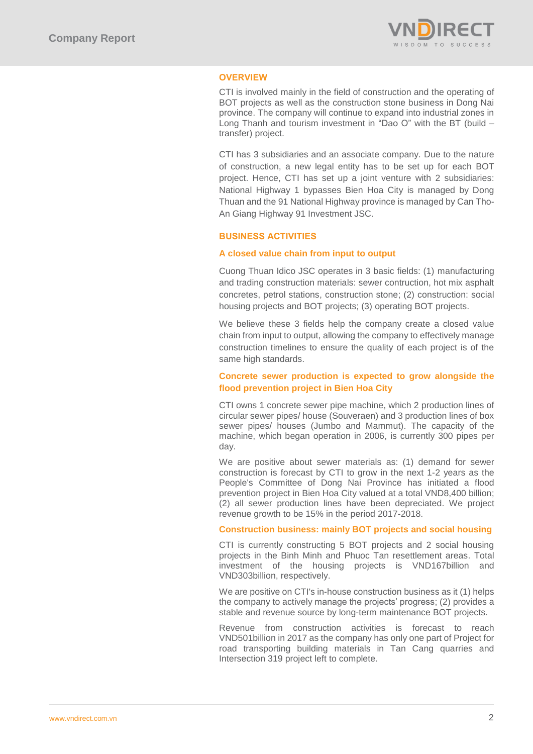## OVERVIEW

CTI is involved mainly in the field of construction and the operating of BOT projects as well as the construction stone business in Dong Nai province. The company will continue to expand into industrial zones in Long Thanh and tourism investment in "Dao O" with the BT (build – transfer) project.

CTI has 3 subsidiaries and an associate company. Due to the nature of construction, a new legal entity has to be set up for each BOT project. Hence, CTI has set up a joint venture with 2 subsidiaries: National Highway 1 bypasses Bien Hoa City is managed by Dong Thuan and the 91 National Highway province is managed by Can Tho-An Giang Highway 91 Investment JSC.

## BUSINESS ACTIVITIES

### A closed value chain from input to output

Cuong Thuan Idico JSC operates in 3 basic fields: (1) manufacturing and trading construction materials: sewer contruction, hot mix asphalt concretes, petrol stations, construction stone; (2) construction: social housing projects and BOT projects; (3) operating BOT projects.

We believe these 3 fields help the company create a closed value chain from input to output, allowing the company to effectively manage construction timelines to ensure the quality of each project is of the same high standards.

### Concrete sewer production is expected to grow alongside the flood prevention project in Bien Hoa City

CTI owns 1 concrete sewer pipe machine, which 2 production lines of circular sewer pipes/ house (Souveraen) and 3 production lines of box sewer pipes/ houses (Jumbo and Mammut). The capacity of the machine, which began operation in 2006, is currently 300 pipes per day.

We are positive about sewer materials as: (1) demand for sewer construction is forecast by CTI to grow in the next 1-2 years as the People's Committee of Dong Nai Province has initiated a flood prevention project in Bien Hoa City valued at a total VND8,400 billion; (2) all sewer production lines have been depreciated. We project revenue growth to be 15% in the period 2017-2018.

### Construction business: mainly BOT projects and social housing

CTI is currently constructing 5 BOT projects and 2 social housing projects in the Binh Minh and Phuoc Tan resettlement areas. Total investment of the housing projects is VND167billion and VND303billion, respectively.

We are positive on CTI's in-house construction business as it (1) helps the company to actively manage the projects' progress; (2) provides a stable and revenue source by long-term maintenance BOT projects.

Revenue from construction activities is forecast to reach VND501billion in 2017 as the company has only one part of Project for road transporting building materials in Tan Cang quarries and Intersection 319 project left to complete.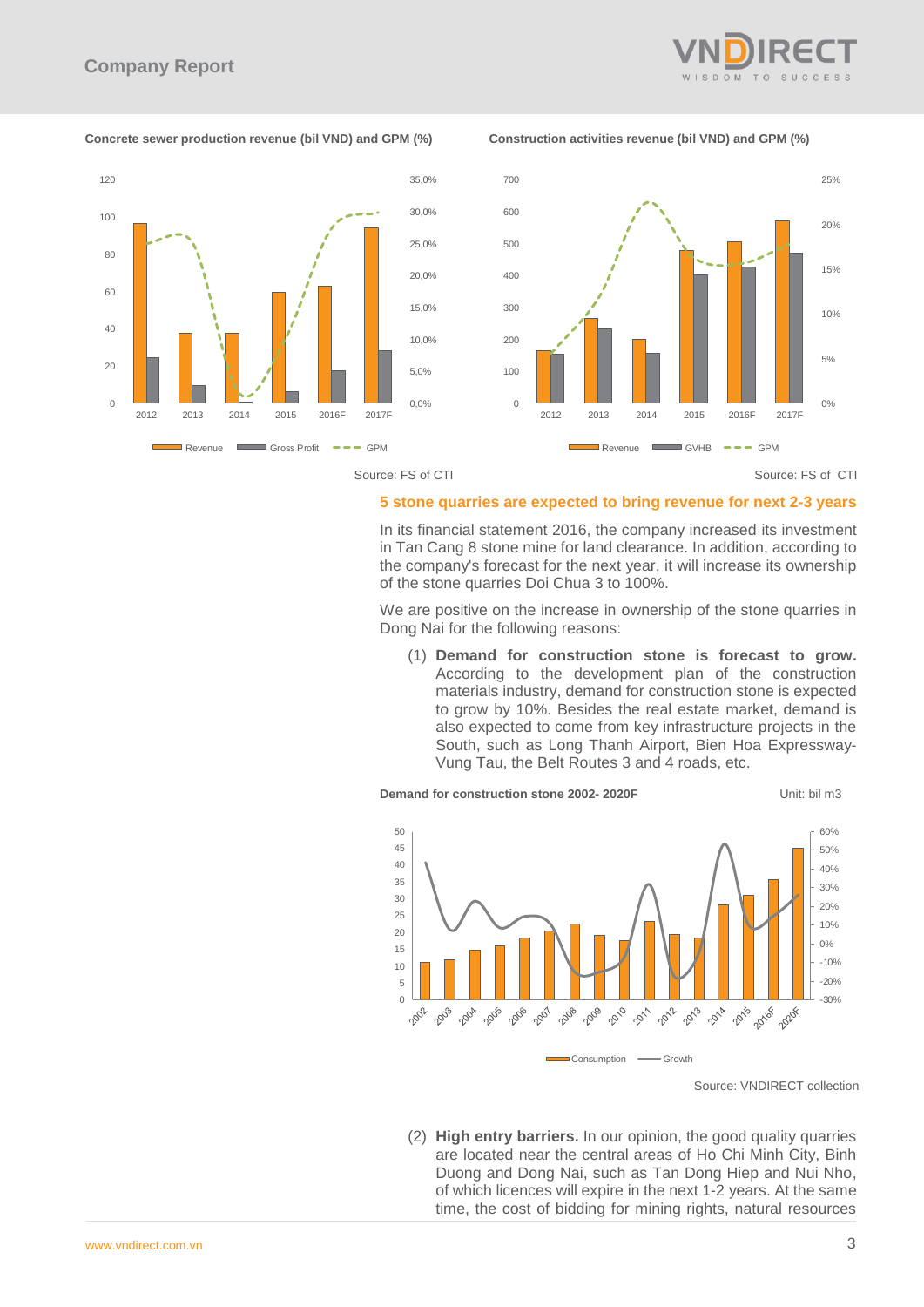**Concrete sewer production revenue (bil VND) and GPM (%)**

Source: FS of CTI

**Construction activities revenue (bil VND) and GPM (%)**

Source: FS of CTI

### 5 stone quarries are expected to bring revenue for next 2-3 years

In its financial statement 2016, the company increased its investment in Tan Cang 8 stone mine for land clearance. In addition, according to the company's forecast for the next year, it will increase its ownership of the stone quarries Doi Chua 3 to 100%.

We are positive on the increase in ownership of the stone quarries in Dong Nai for the following reasons:

(1) **Demand for construction stone is forecast to grow.** According to the development plan of the construction materials industry, demand for construction stone is expected to grow by 10%. Besides the real estate market, demand is also expected to come from key infrastructure projects in the South, such as Long Thanh Airport, Bien Hoa Expressway-Vung Tau, the Belt Routes 3 and 4 roads, etc.

**Demand for construction stone 2002- 2020F** Unit: bil m3

Source: VNDIRECT collection

(2) **High entry barriers.** In our opinion, the good quality quarries are located near the central areas of Ho Chi Minh City, Binh Duong and Dong Nai, such as Tan Dong Hiep and Nui Nho, of which licences will expire in the next 1-2 years. At the same time, the cost of bidding for mining rights, natural resources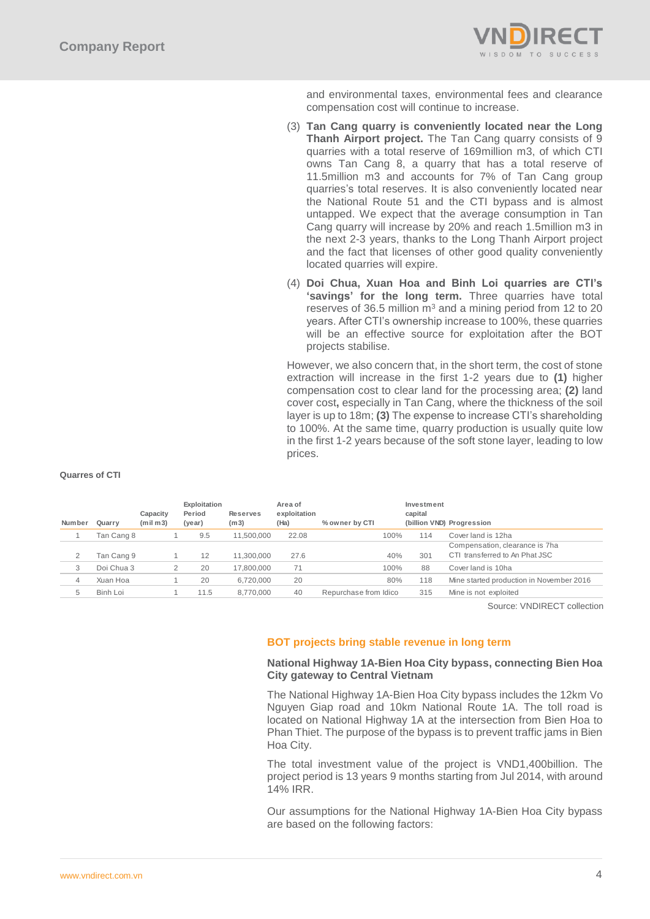and environmental taxes, environmental fees and clearance compensation cost will continue to increase.

(3) **Tan Cang quarry is conveniently located near the Long Thanh Airport project.** The Tan Cang quarry consists of 9 quarries with a total reserve of 169million m3, of which CTI owns Tan Cang 8, a quarry that has a total reserve of 11.5million m3 and accounts for 7% of Tan Cang group quarries's total reserves. It is also conveniently located near the National Route 51 and the CTI bypass and is almost untapped. We expect that the average consumption in Tan Cang quarry will increase by 20% and reach 1.5million m3 in the next 2-3 years, thanks to the Long Thanh Airport project and the fact that licenses of other good quality conveniently located quarries will expire.

(4) **Doi Chua, Xuan Hoa and Binh Loi quarries are CTI's 'savings' for the long term.** Three quarries have total reserves of 36.5 million $m^3$ and a mining period from 12 to 20 years. After CTI's ownership increase to 100%, these quarries will be an effective source for exploitation after the BOT projects stabilise.

However, we also concern that, in the short term, the cost of stone extraction will increase in the first 1-2 years due to **(1)** higher compensation cost to clear land for the processing area; **(2)** land cover cost**,** especially in Tan Cang, where the thickness of the soil layer is up to 18m; **(3)** The expense to increase CTI's shareholding to 100%. At the same time, quarry production is usually quite low in the first 1-2 years because of the soft stone layer, leading to low prices.

**Quarres of CTI**

| Number | Quarry | Capacity (mil m3) | Exploitation Period (year) | Reserves (m3) | Area of exploitation (Ha) | % owner by CTI | Investment capital (billion VND) | Progression |
|---|---|---|---|---|---|---|---|---|
| 1 | Tan Cang 8 | 1 | 9.5 | 11,500,000 | 22.08 | 100% | 114 | Cover land is 12ha |
| 2 | Tan Cang 9 | 1 | 12 | 11,300,000 | 27.6 | 40% | 301 | Compensation, clearance is 7ha CTI transferred to An Phat JSC |
| 3 | Doi Chua 3 | 2 | 20 | 17,800,000 | 71 | 100% | 88 | Cover land is 10ha |
| 4 | Xuan Hoa | 1 | 20 | 6,720,000 | 20 | 80% | 118 | Mine started production in November 2016 |
| 5 | Binh Loi | 1 | 11.5 | 8,770,000 | 40 | Repurchase from Idico | 315 | Mine is not exploited |

Source: VNDIRECT collection

## BOT projects bring stable revenue in long term

### National Highway 1A-Bien Hoa City bypass, connecting Bien Hoa City gateway to Central Vietnam

The National Highway 1A-Bien Hoa City bypass includes the 12km Vo Nguyen Giap road and 10km National Route 1A. The toll road is located on National Highway 1A at the intersection from Bien Hoa to Phan Thiet. The purpose of the bypass is to prevent traffic jams in Bien Hoa City.

The total investment value of the project is VND1,400billion. The project period is 13 years 9 months starting from Jul 2014, with around 14% IRR.

Our assumptions for the National Highway 1A-Bien Hoa City bypass are based on the following factors: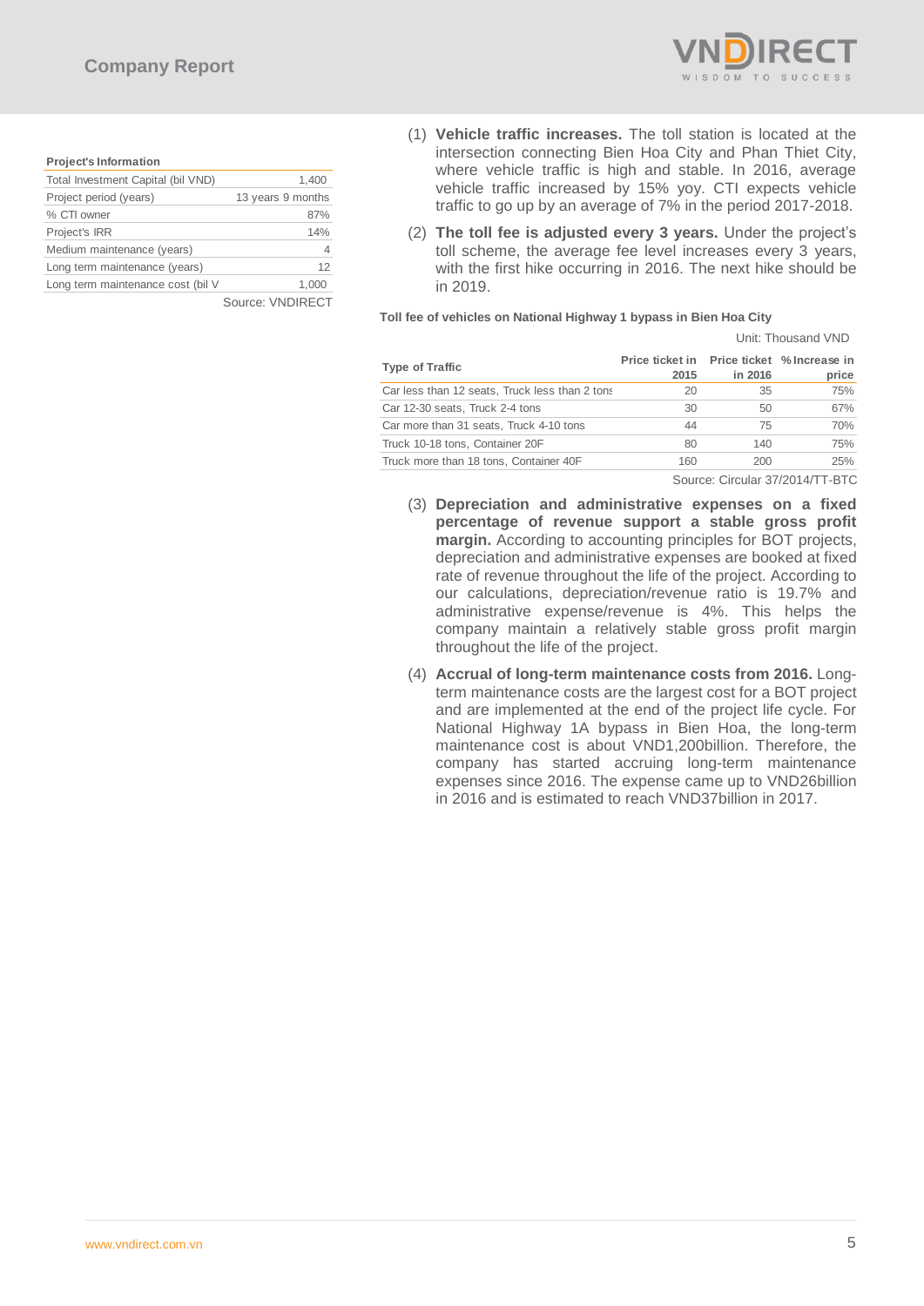**Project's Information**

| Project's Information | |
|---|---|
| Total Investment Capital (bil VND) | 1,400 |
| Project period (years) | 13 years 9 months |
| % CTI owner | 87% |
| Project's IRR | 14% |
| Medium maintenance (years) | 4 |
| Long term maintenance (years) | 12 |
| Long term maintenance cost (bil V | 1,000 |

Source: VNDIRECT

(1) **Vehicle traffic increases.** The toll station is located at the intersection connecting Bien Hoa City and Phan Thiet City, where vehicle traffic is high and stable. In 2016, average vehicle traffic increased by 15% yoy. CTI expects vehicle traffic to go up by an average of 7% in the period 2017-2018.

(2) **The toll fee is adjusted every 3 years.** Under the project's toll scheme, the average fee level increases every 3 years, with the first hike occurring in 2016. The next hike should be in 2019.

**Toll fee of vehicles on National Highway 1 bypass in Bien Hoa City**

Unit: Thousand VND

| Type of Traffic | Price ticket in 2015 | Price ticket in 2016 | % Increase in price |
|---|---|---|---|
| Car less than 12 seats, Truck less than 2 tons | 20 | 35 | 75% |
| Car 12-30 seats, Truck 2-4 tons | 30 | 50 | 67% |
| Car more than 31 seats, Truck 4-10 tons | 44 | 75 | 70% |
| Truck 10-18 tons, Container 20F | 80 | 140 | 75% |
| Truck more than 18 tons, Container 40F | 160 | 200 | 25% |

Source: Circular 37/2014/TT-BTC

(3) **Depreciation and administrative expenses on a fixed percentage of revenue support a stable gross profit margin.** According to accounting principles for BOT projects, depreciation and administrative expenses are booked at fixed rate of revenue throughout the life of the project. According to our calculations, depreciation/revenue ratio is 19.7% and administrative expense/revenue is 4%. This helps the company maintain a relatively stable gross profit margin throughout the life of the project.

(4) **Accrual of long-term maintenance costs from 2016.** Long-term maintenance costs are the largest cost for a BOT project and are implemented at the end of the project life cycle. For National Highway 1A bypass in Bien Hoa, the long-term maintenance cost is about VND1,200billion. Therefore, the company has started accruing long-term maintenance expenses since 2016. The expense came up to VND26billion in 2016 and is estimated to reach VND37billion in 2017.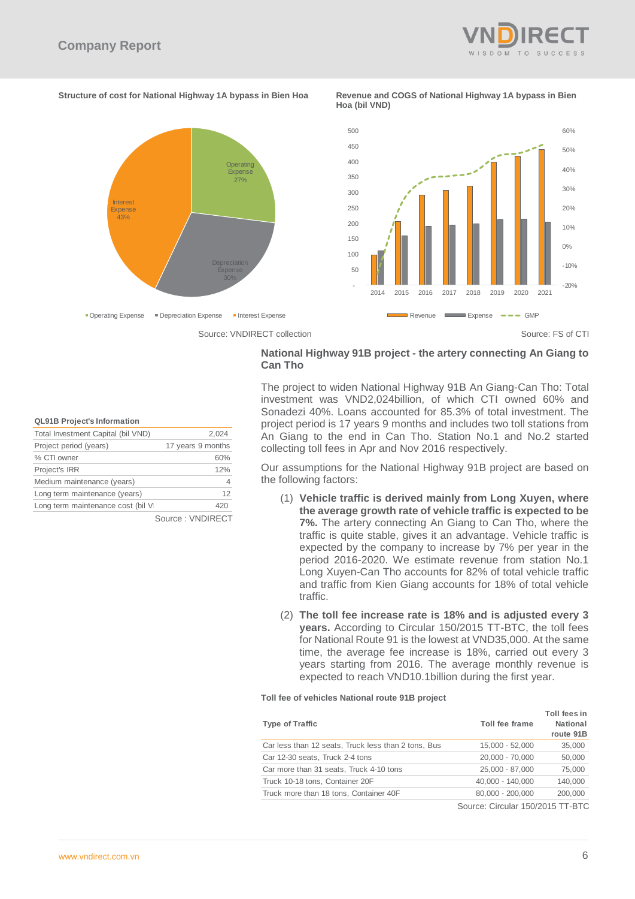**Structure of cost for National Highway 1A bypass in Bien Hoa**

Operating Expense 27%
Depreciation Expense 30%
Interest Expense 43%

▪ Operating Expense ▪ Depreciation Expense ▪ Interest Expense

Source: VNDIRECT collection

**Revenue and COGS of National Highway 1A bypass in Bien Hoa (bil VND)**

Revenue, Expense, GMP (2014–2021)

Source: FS of CTI

### National Highway 91B project - the artery connecting An Giang to Can Tho

The project to widen National Highway 91B An Giang-Can Tho: Total investment was VND2,024billion, of which CTI owned 60% and Sonadezi 40%. Loans accounted for 85.3% of total investment. The project period is 17 years 9 months and includes two toll stations from An Giang to the end in Can Tho. Station No.1 and No.2 started collecting toll fees in Apr and Nov 2016 respectively.

Our assumptions for the National Highway 91B project are based on the following factors:

(1) **Vehicle traffic is derived mainly from Long Xuyen, where the average growth rate of vehicle traffic is expected to be 7%.** The artery connecting An Giang to Can Tho, where the traffic is quite stable, gives it an advantage. Vehicle traffic is expected by the company to increase by 7% per year in the period 2016-2020. We estimate revenue from station No.1 Long Xuyen-Can Tho accounts for 82% of total vehicle traffic and traffic from Kien Giang accounts for 18% of total vehicle traffic.

(2) **The toll fee increase rate is 18% and is adjusted every 3 years.** According to Circular 150/2015 TT-BTC, the toll fees for National Route 91 is the lowest at VND35,000. At the same time, the average fee increase is 18%, carried out every 3 years starting from 2016. The average monthly revenue is expected to reach VND10.1billion during the first year.

**QL91B Project's Information**

| | |
|---|---|
| Total Investment Capital (bil VND) | 2,024 |
| Project period (years) | 17 years 9 months |
| % CTI owner | 60% |
| Project's IRR | 12% |
| Medium maintenance (years) | 4 |
| Long term maintenance (years) | 12 |
| Long term maintenance cost (bil V | 420 |

Source : VNDIRECT

**Toll fee of vehicles National route 91B project**

| Type of Traffic | Toll fee frame | Toll fees in National route 91B |
|---|---|---|
| Car less than 12 seats, Truck less than 2 tons, Bus | 15,000 - 52,000 | 35,000 |
| Car 12-30 seats, Truck 2-4 tons | 20,000 - 70,000 | 50,000 |
| Car more than 31 seats, Truck 4-10 tons | 25,000 - 87,000 | 75,000 |
| Truck 10-18 tons, Container 20F | 40,000 - 140,000 | 140,000 |
| Truck more than 18 tons, Container 40F | 80,000 - 200,000 | 200,000 |

Source: Circular 150/2015 TT-BTC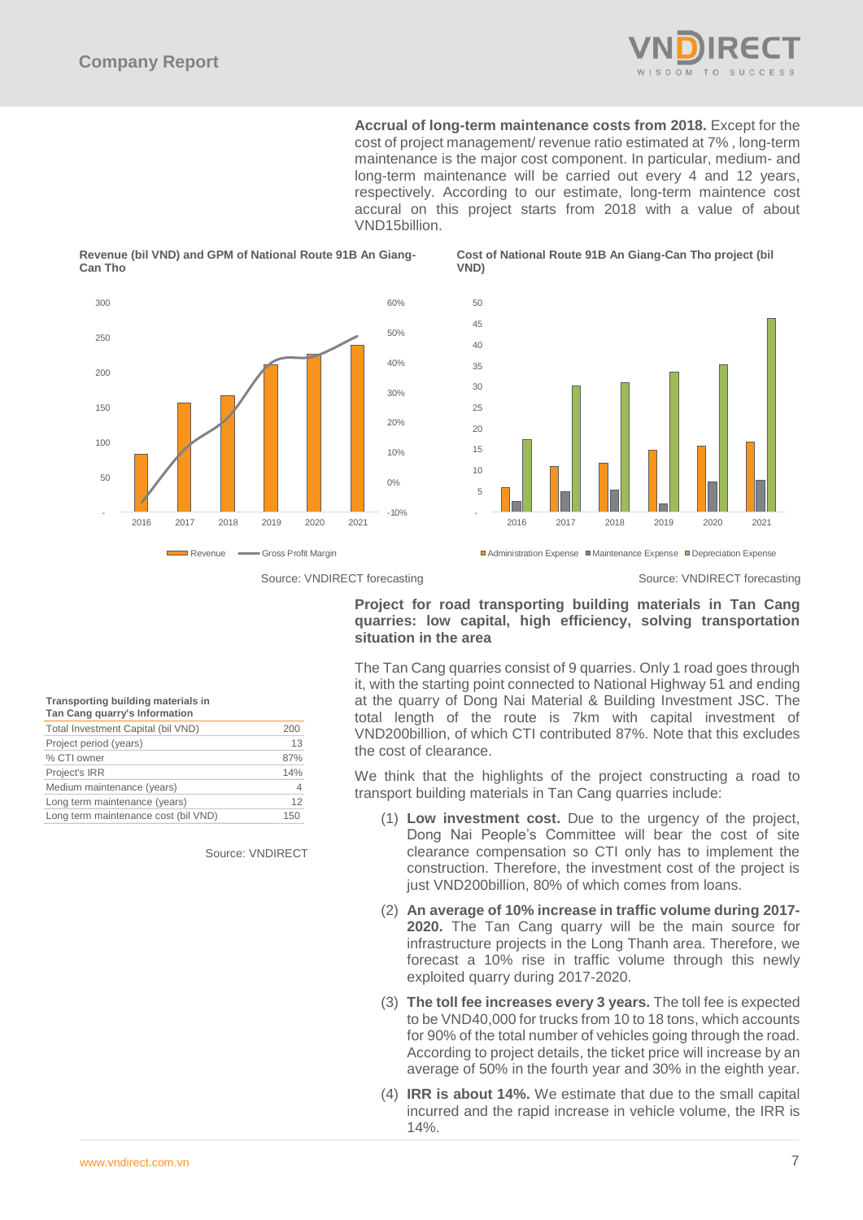**Accrual of long-term maintenance costs from 2018.** Except for the cost of project management/ revenue ratio estimated at 7% , long-term maintenance is the major cost component. In particular, medium- and long-term maintenance will be carried out every 4 and 12 years, respectively. According to our estimate, long-term maintence cost accural on this project starts from 2018 with a value of about VND15billion.

**Revenue (bil VND) and GPM of National Route 91B An Giang-Can Tho**

Source: VNDIRECT forecasting

**Cost of National Route 91B An Giang-Can Tho project (bil VND)**

Source: VNDIRECT forecasting

**Project for road transporting building materials in Tan Cang quarries: low capital, high efficiency, solving transportation situation in the area**

The Tan Cang quarries consist of 9 quarries. Only 1 road goes through it, with the starting point connected to National Highway 51 and ending at the quarry of Dong Nai Material & Building Investment JSC. The total length of the route is 7km with capital investment of VND200billion, of which CTI contributed 87%. Note that this excludes the cost of clearance.

**Transporting building materials in Tan Cang quarry's Information**

| Item | Value |
|---|---|
| Total Investment Capital (bil VND) | 200 |
| Project period (years) | 13 |
| % CTI owner | 87% |
| Project's IRR | 14% |
| Medium maintenance (years) | 4 |
| Long term maintenance (years) | 12 |
| Long term maintenance cost (bil VND) | 150 |

Source: VNDIRECT

We think that the highlights of the project constructing a road to transport building materials in Tan Cang quarries include:

(1) **Low investment cost.** Due to the urgency of the project, Dong Nai People's Committee will bear the cost of site clearance compensation so CTI only has to implement the construction. Therefore, the investment cost of the project is just VND200billion, 80% of which comes from loans.

(2) **An average of 10% increase in traffic volume during 2017-2020.** The Tan Cang quarry will be the main source for infrastructure projects in the Long Thanh area. Therefore, we forecast a 10% rise in traffic volume through this newly exploited quarry during 2017-2020.

(3) **The toll fee increases every 3 years.** The toll fee is expected to be VND40,000 for trucks from 10 to 18 tons, which accounts for 90% of the total number of vehicles going through the road. According to project details, the ticket price will increase by an average of 50% in the fourth year and 30% in the eighth year.

(4) **IRR is about 14%.** We estimate that due to the small capital incurred and the rapid increase in vehicle volume, the IRR is 14%.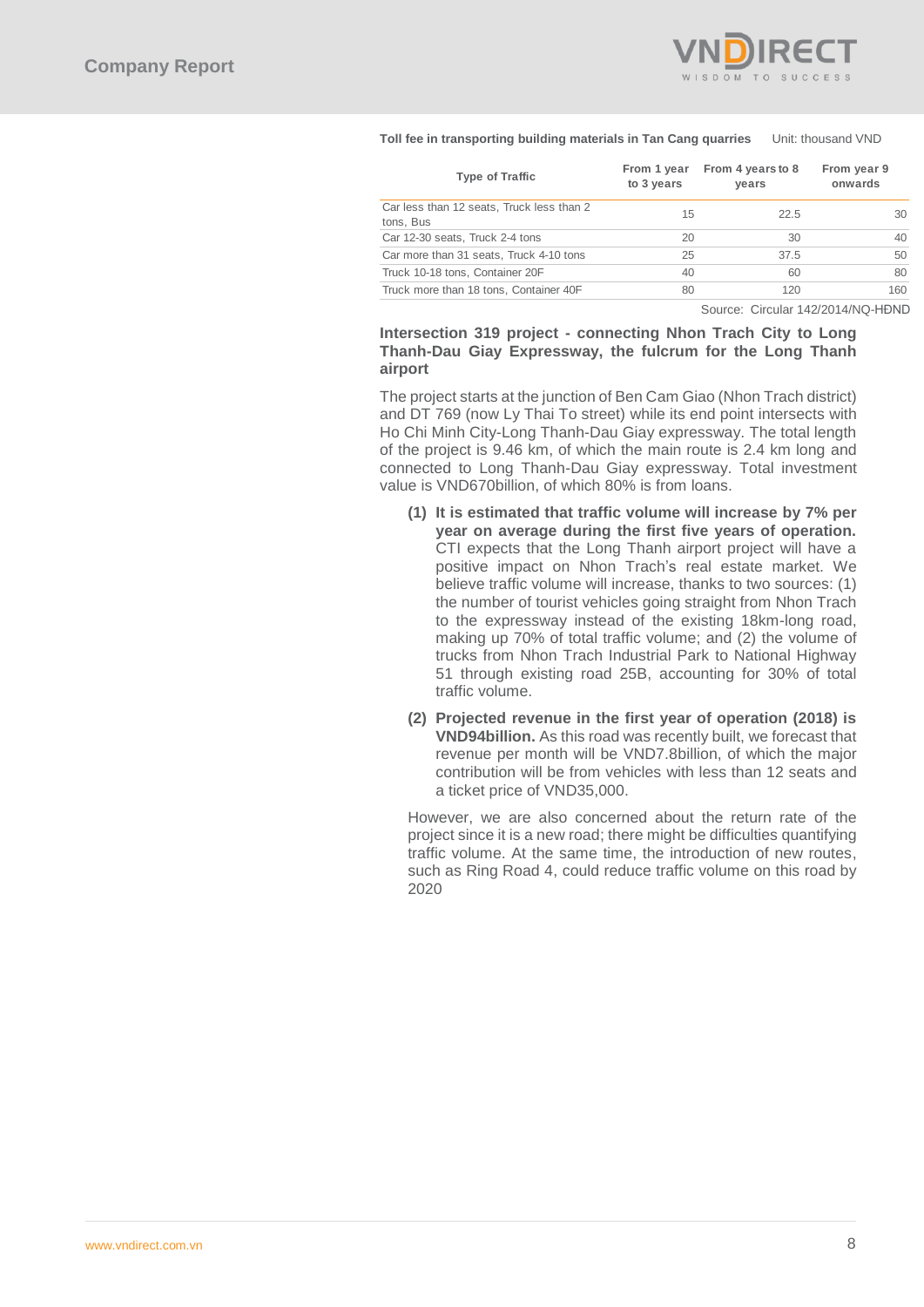**Toll fee in transporting building materials in Tan Cang quarries** Unit: thousand VND

| Type of Traffic | From 1 year to 3 years | From 4 years to 8 years | From year 9 onwards |
|---|---|---|---|
| Car less than 12 seats, Truck less than 2 tons, Bus | 15 | 22.5 | 30 |
| Car 12-30 seats, Truck 2-4 tons | 20 | 30 | 40 |
| Car more than 31 seats, Truck 4-10 tons | 25 | 37.5 | 50 |
| Truck 10-18 tons, Container 20F | 40 | 60 | 80 |
| Truck more than 18 tons, Container 40F | 80 | 120 | 160 |

Source: Circular 142/2014/NQ-HĐND

### Intersection 319 project - connecting Nhon Trach City to Long Thanh-Dau Giay Expressway, the fulcrum for the Long Thanh airport

The project starts at the junction of Ben Cam Giao (Nhon Trach district) and DT 769 (now Ly Thai To street) while its end point intersects with Ho Chi Minh City-Long Thanh-Dau Giay expressway. The total length of the project is 9.46 km, of which the main route is 2.4 km long and connected to Long Thanh-Dau Giay expressway. Total investment value is VND670billion, of which 80% is from loans.

(1) **It is estimated that traffic volume will increase by 7% per year on average during the first five years of operation.** CTI expects that the Long Thanh airport project will have a positive impact on Nhon Trach's real estate market. We believe traffic volume will increase, thanks to two sources: (1) the number of tourist vehicles going straight from Nhon Trach to the expressway instead of the existing 18km-long road, making up 70% of total traffic volume; and (2) the volume of trucks from Nhon Trach Industrial Park to National Highway 51 through existing road 25B, accounting for 30% of total traffic volume.

(2) **Projected revenue in the first year of operation (2018) is VND94billion.** As this road was recently built, we forecast that revenue per month will be VND7.8billion, of which the major contribution will be from vehicles with less than 12 seats and a ticket price of VND35,000.

However, we are also concerned about the return rate of the project since it is a new road; there might be difficulties quantifying traffic volume. At the same time, the introduction of new routes, such as Ring Road 4, could reduce traffic volume on this road by 2020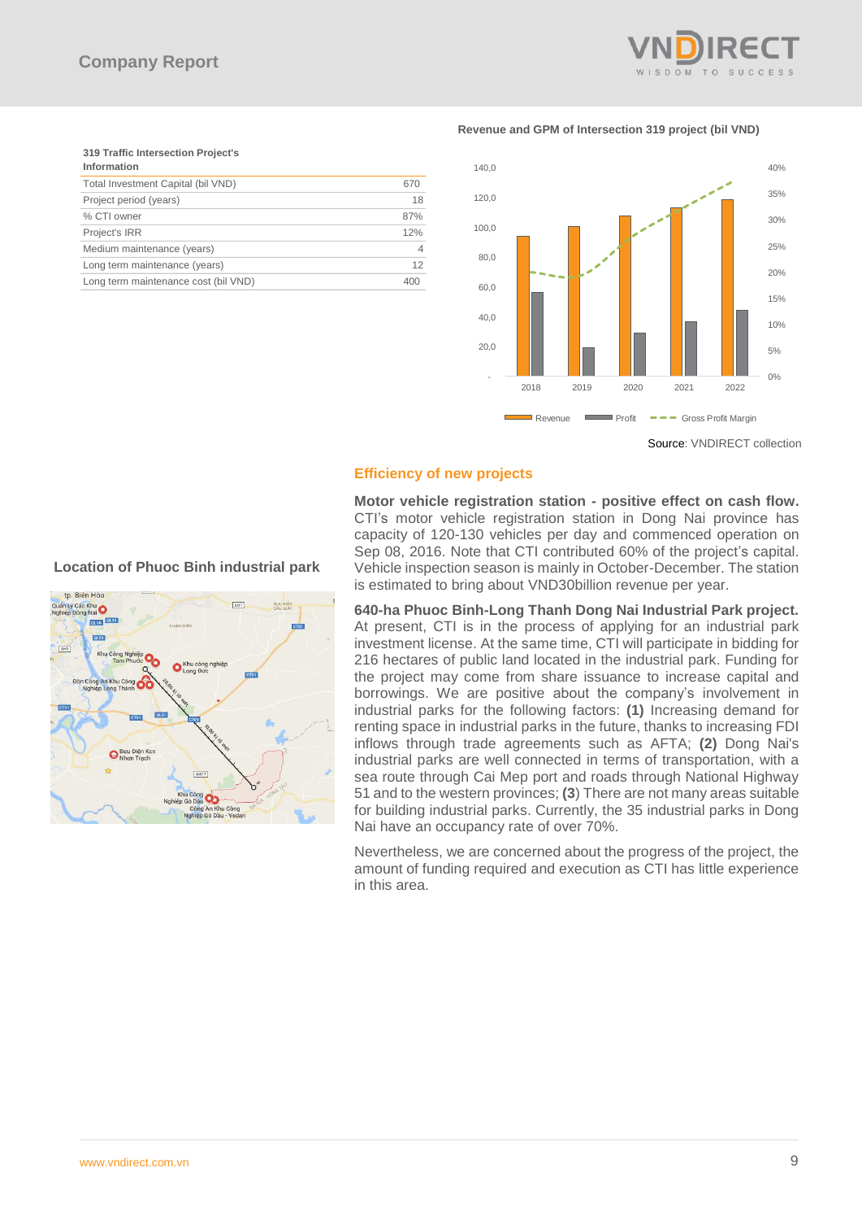**319 Traffic Intersection Project's Information**

| Item | Value |
|---|---|
| Total Investment Capital (bil VND) | 670 |
| Project period (years) | 18 |
| % CTI owner | 87% |
| Project's IRR | 12% |
| Medium maintenance (years) | 4 |
| Long term maintenance (years) | 12 |
| Long term maintenance cost (bil VND) | 400 |

**Revenue and GPM of Intersection 319 project (bil VND)**

Source: VNDIRECT collection

**Location of Phuoc Binh industrial park**

## Efficiency of new projects

**Motor vehicle registration station - positive effect on cash flow.** CTI's motor vehicle registration station in Dong Nai province has capacity of 120-130 vehicles per day and commenced operation on Sep 08, 2016. Note that CTI contributed 60% of the project's capital. Vehicle inspection season is mainly in October-December. The station is estimated to bring about VND30billion revenue per year.

**640-ha Phuoc Binh-Long Thanh Dong Nai Industrial Park project.** At present, CTI is in the process of applying for an industrial park investment license. At the same time, CTI will participate in bidding for 216 hectares of public land located in the industrial park. Funding for the project may come from share issuance to increase capital and borrowings. We are positive about the company's involvement in industrial parks for the following factors: **(1)** Increasing demand for renting space in industrial parks in the future, thanks to increasing FDI inflows through trade agreements such as AFTA; **(2)** Dong Nai's industrial parks are well connected in terms of transportation, with a sea route through Cai Mep port and roads through National Highway 51 and to the western provinces; **(3**) There are not many areas suitable for building industrial parks. Currently, the 35 industrial parks in Dong Nai have an occupancy rate of over 70%.

Nevertheless, we are concerned about the progress of the project, the amount of funding required and execution as CTI has little experience in this area.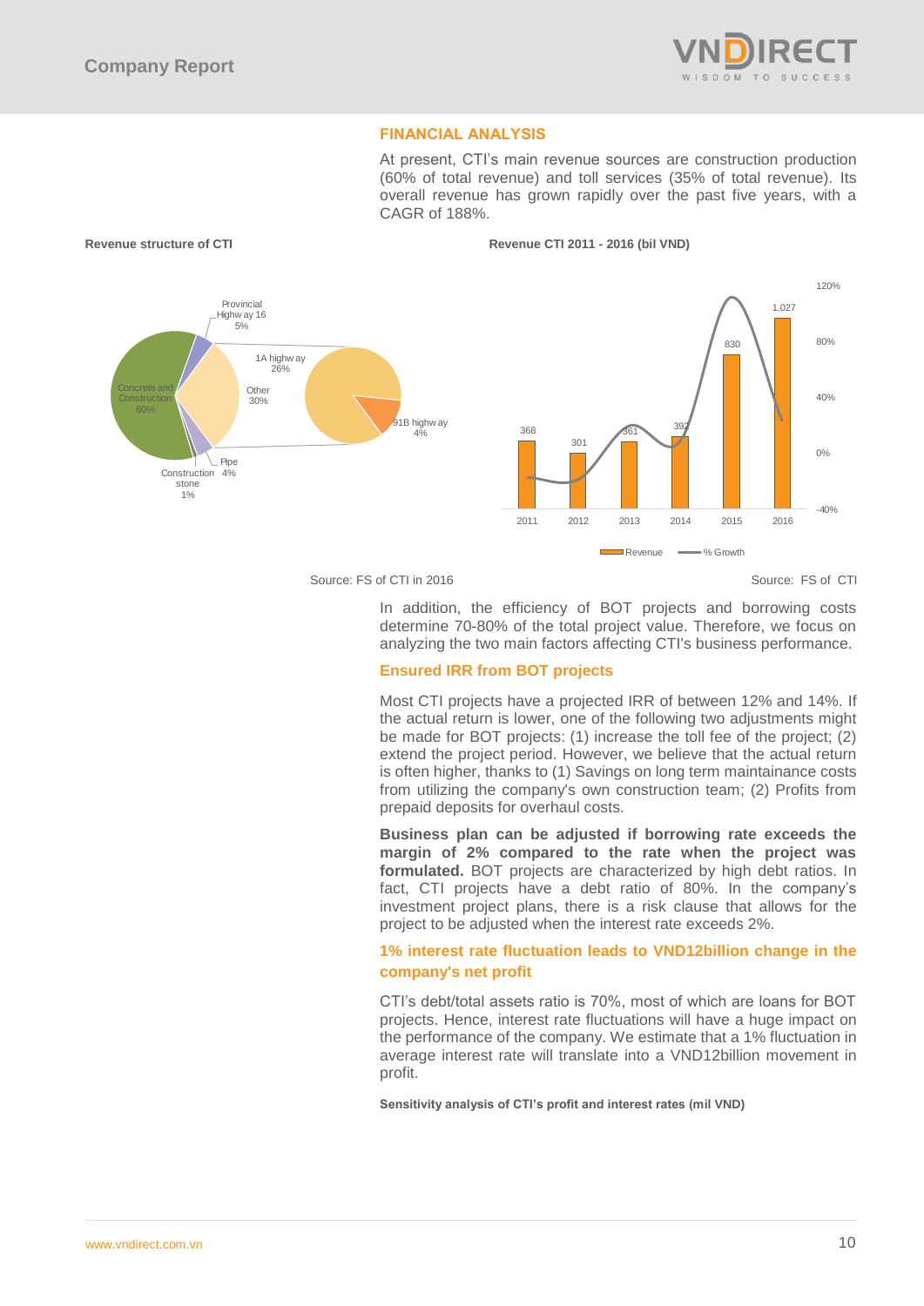## FINANCIAL ANALYSIS

At present, CTI's main revenue sources are construction production (60% of total revenue) and toll services (35% of total revenue). Its overall revenue has grown rapidly over the past five years, with a CAGR of 188%.

**Revenue structure of CTI**

| Segment | Share |
|---|---|
| Concrete and Construction | 60% |
| Provincial Highway 16 | 5% |
| 1A highway | 26% |
| Other | 30% |
| 91B highway | 4% |
| Pipe | 4% |
| Construction stone | 1% |

Source: FS of CTI in 2016

**Revenue CTI 2011 - 2016 (bil VND)**

| Year | 2011 | 2012 | 2013 | 2014 | 2015 | 2016 |
|---|---|---|---|---|---|---|
| Revenue | 368 | 301 | 361 | 392 | 830 | 1.027 |

Source: FS of CTI

In addition, the efficiency of BOT projects and borrowing costs determine 70-80% of the total project value. Therefore, we focus on analyzing the two main factors affecting CTI's business performance.

### Ensured IRR from BOT projects

Most CTI projects have a projected IRR of between 12% and 14%. If the actual return is lower, one of the following two adjustments might be made for BOT projects: (1) increase the toll fee of the project; (2) extend the project period. However, we believe that the actual return is often higher, thanks to (1) Savings on long term maintainance costs from utilizing the company's own construction team; (2) Profits from prepaid deposits for overhaul costs.

**Business plan can be adjusted if borrowing rate exceeds the margin of 2% compared to the rate when the project was formulated.** BOT projects are characterized by high debt ratios. In fact, CTI projects have a debt ratio of 80%. In the company's investment project plans, there is a risk clause that allows for the project to be adjusted when the interest rate exceeds 2%.

### 1% interest rate fluctuation leads to VND12billion change in the company's net profit

CTI's debt/total assets ratio is 70%, most of which are loans for BOT projects. Hence, interest rate fluctuations will have a huge impact on the performance of the company. We estimate that a 1% fluctuation in average interest rate will translate into a VND12billion movement in profit.

**Sensitivity analysis of CTI's profit and interest rates (mil VND)**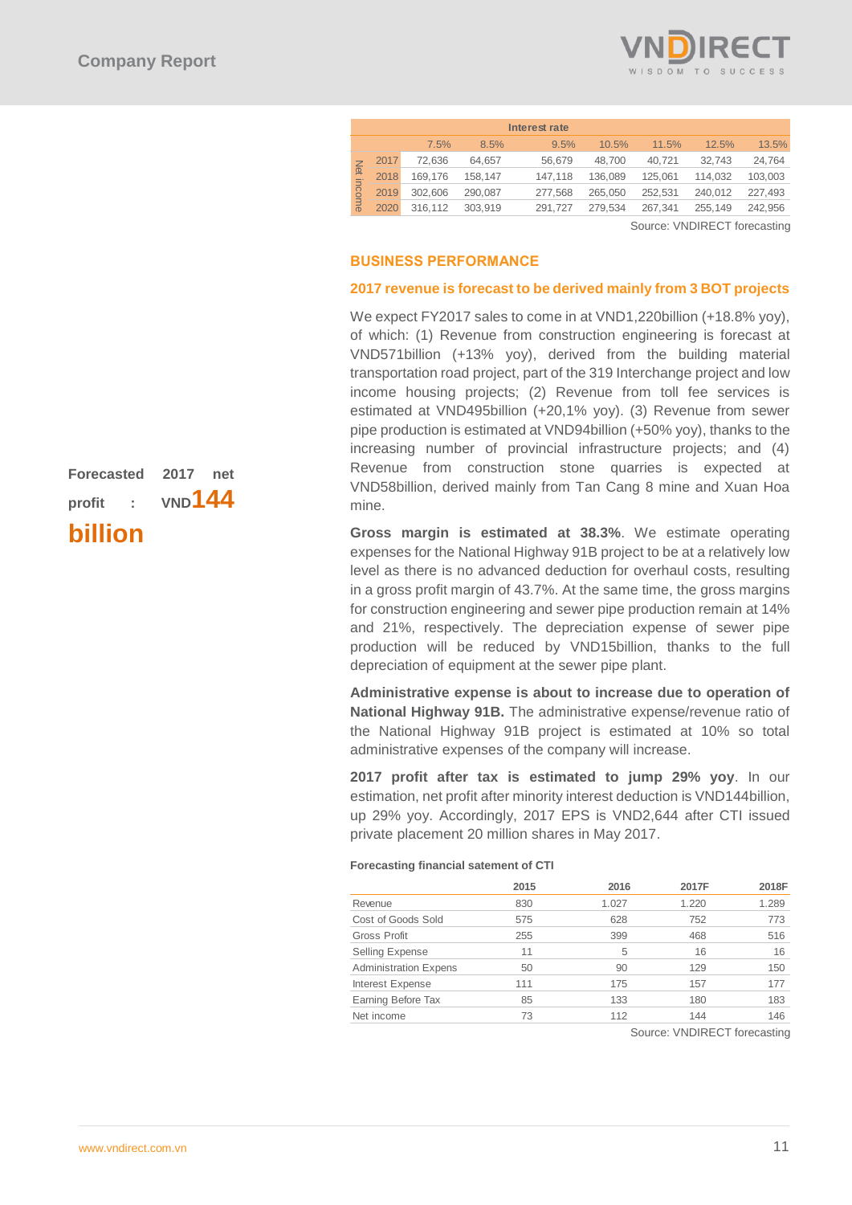| | | Interest rate | | | | | | |
|---|---|---|---|---|---|---|---|---|
| | | 7.5% | 8.5% | 9.5% | 10.5% | 11.5% | 12.5% | 13.5% |
| Net income | 2017 | 72,636 | 64,657 | 56,679 | 48,700 | 40,721 | 32,743 | 24,764 |
| | 2018 | 169,176 | 158,147 | 147,118 | 136,089 | 125,061 | 114,032 | 103,003 |
| | 2019 | 302,606 | 290,087 | 277,568 | 265,050 | 252,531 | 240,012 | 227,493 |
| | 2020 | 316,112 | 303,919 | 291,727 | 279,534 | 267,341 | 255,149 | 242,956 |

Source: VNDIRECT forecasting

## BUSINESS PERFORMANCE

### 2017 revenue is forecast to be derived mainly from 3 BOT projects

We expect FY2017 sales to come in at VND1,220billion (+18.8% yoy), of which: (1) Revenue from construction engineering is forecast at VND571billion (+13% yoy), derived from the building material transportation road project, part of the 319 Interchange project and low income housing projects; (2) Revenue from toll fee services is estimated at VND495billion (+20,1% yoy). (3) Revenue from sewer pipe production is estimated at VND94billion (+50% yoy), thanks to the increasing number of provincial infrastructure projects; and (4) Revenue from construction stone quarries is expected at VND58billion, derived mainly from Tan Cang 8 mine and Xuan Hoa mine.

**Forecasted 2017 net profit : VND144 billion**

**Gross margin is estimated at 38.3%**. We estimate operating expenses for the National Highway 91B project to be at a relatively low level as there is no advanced deduction for overhaul costs, resulting in a gross profit margin of 43.7%. At the same time, the gross margins for construction engineering and sewer pipe production remain at 14% and 21%, respectively. The depreciation expense of sewer pipe production will be reduced by VND15billion, thanks to the full depreciation of equipment at the sewer pipe plant.

**Administrative expense is about to increase due to operation of National Highway 91B.** The administrative expense/revenue ratio of the National Highway 91B project is estimated at 10% so total administrative expenses of the company will increase.

**2017 profit after tax is estimated to jump 29% yoy**. In our estimation, net profit after minority interest deduction is VND144billion, up 29% yoy. Accordingly, 2017 EPS is VND2,644 after CTI issued private placement 20 million shares in May 2017.

**Forecasting financial satement of CTI**

| | 2015 | 2016 | 2017F | 2018F |
|---|---|---|---|---|
| Revenue | 830 | 1.027 | 1.220 | 1.289 |
| Cost of Goods Sold | 575 | 628 | 752 | 773 |
| Gross Profit | 255 | 399 | 468 | 516 |
| Selling Expense | 11 | 5 | 16 | 16 |
| Administration Expens | 50 | 90 | 129 | 150 |
| Interest Expense | 111 | 175 | 157 | 177 |
| Earning Before Tax | 85 | 133 | 180 | 183 |
| Net income | 73 | 112 | 144 | 146 |

Source: VNDIRECT forecasting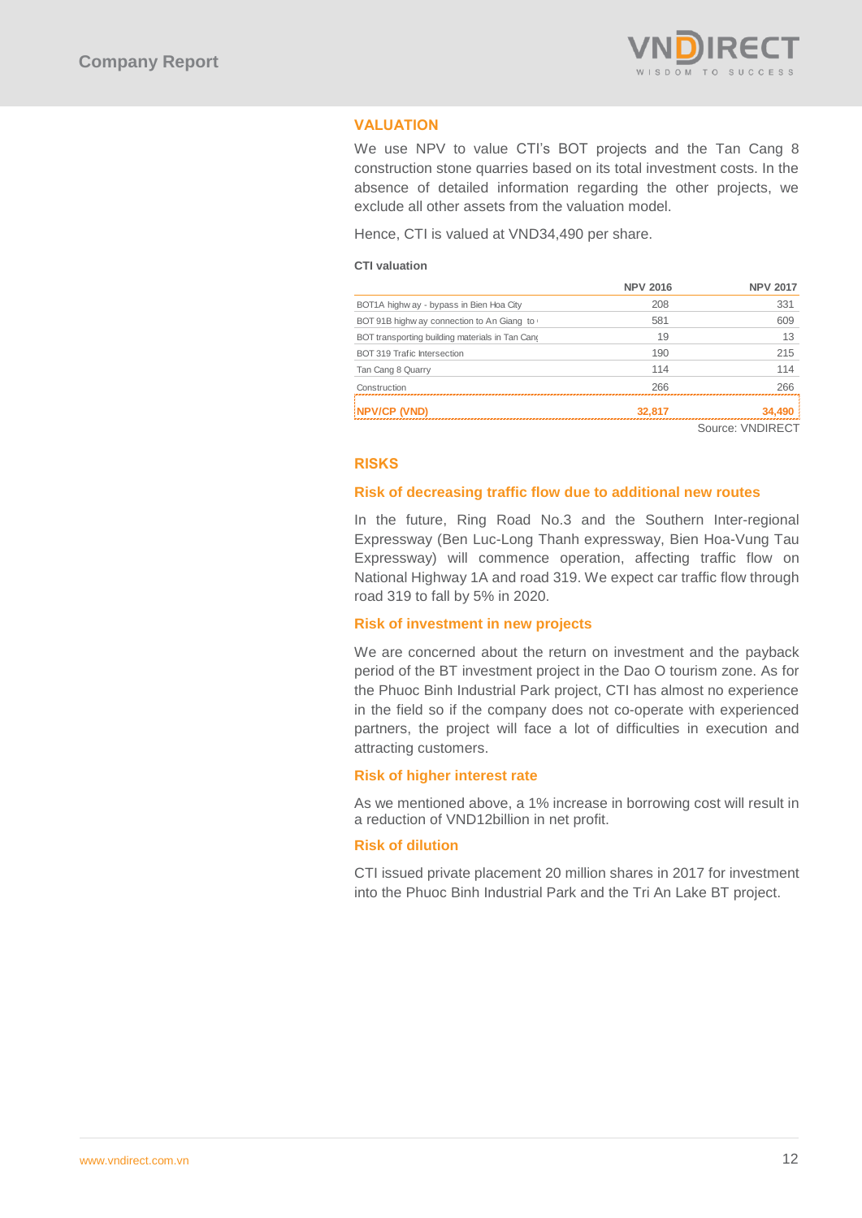## VALUATION

We use NPV to value CTI's BOT projects and the Tan Cang 8 construction stone quarries based on its total investment costs. In the absence of detailed information regarding the other projects, we exclude all other assets from the valuation model.

Hence, CTI is valued at VND34,490 per share.

**CTI valuation**

| | NPV 2016 | NPV 2017 |
|---|---|---|
| BOT1A highway - bypass in Bien Hoa City | 208 | 331 |
| BOT 91B highway connection to An Giang to | 581 | 609 |
| BOT transporting building materials in Tan Cang | 19 | 13 |
| BOT 319 Trafic Intersection | 190 | 215 |
| Tan Cang 8 Quarry | 114 | 114 |
| Construction | 266 | 266 |
| **NPV/CP (VND)** | **32,817** | **34,490** |

Source: VNDIRECT

## RISKS

### Risk of decreasing traffic flow due to additional new routes

In the future, Ring Road No.3 and the Southern Inter-regional Expressway (Ben Luc-Long Thanh expressway, Bien Hoa-Vung Tau Expressway) will commence operation, affecting traffic flow on National Highway 1A and road 319. We expect car traffic flow through road 319 to fall by 5% in 2020.

### Risk of investment in new projects

We are concerned about the return on investment and the payback period of the BT investment project in the Dao O tourism zone. As for the Phuoc Binh Industrial Park project, CTI has almost no experience in the field so if the company does not co-operate with experienced partners, the project will face a lot of difficulties in execution and attracting customers.

### Risk of higher interest rate

As we mentioned above, a 1% increase in borrowing cost will result in a reduction of VND12billion in net profit.

### Risk of dilution

CTI issued private placement 20 million shares in 2017 for investment into the Phuoc Binh Industrial Park and the Tri An Lake BT project.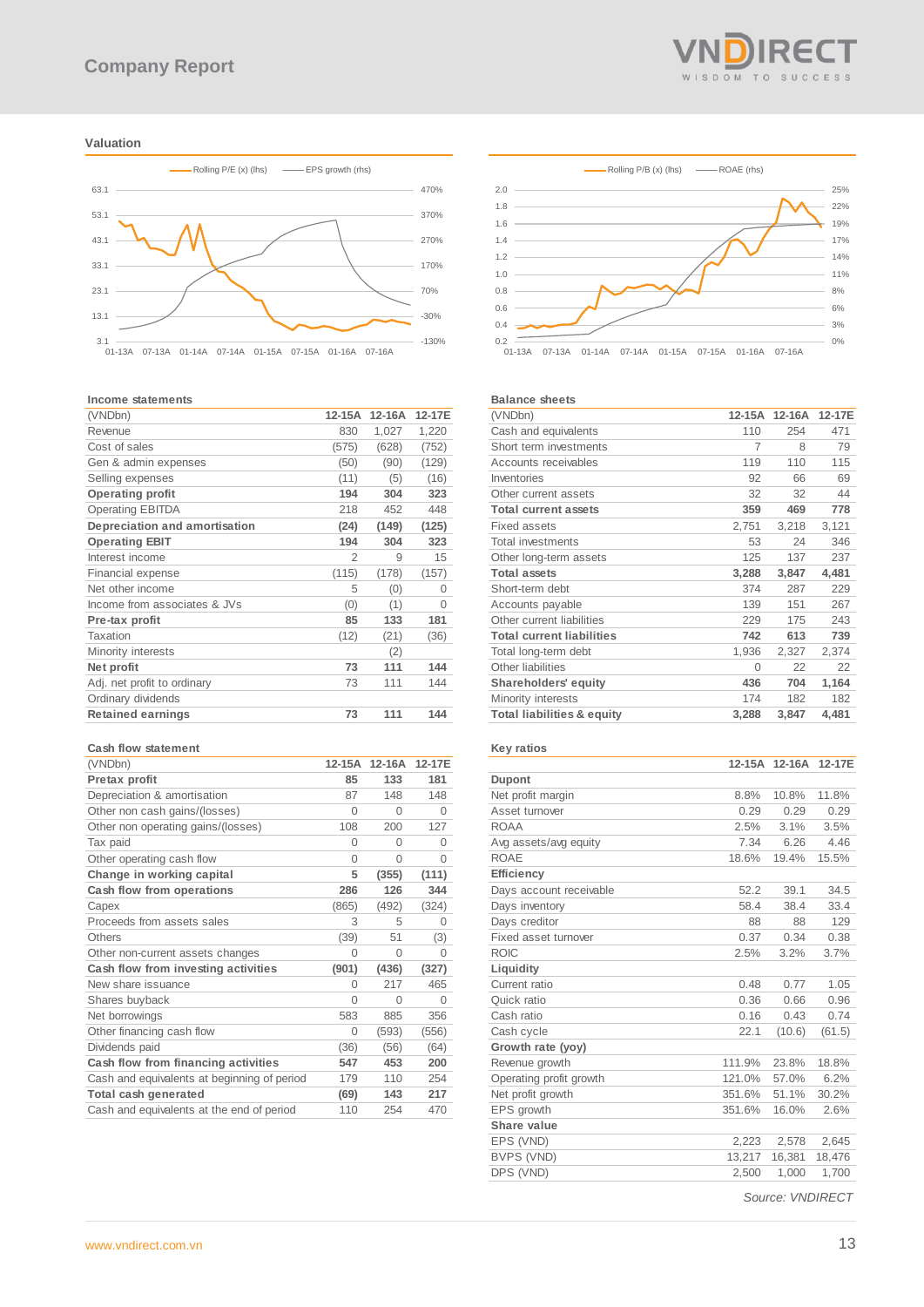## Valuation

## Income statements

| (VNDbn) | 12-15A | 12-16A | 12-17E |
|---|---|---|---|
| Revenue | 830 | 1,027 | 1,220 |
| Cost of sales | (575) | (628) | (752) |
| Gen & admin expenses | (50) | (90) | (129) |
| Selling expenses | (11) | (5) | (16) |
| **Operating profit** | **194** | **304** | **323** |
| Operating EBITDA | 218 | 452 | 448 |
| **Depreciation and amortisation** | **(24)** | **(149)** | **(125)** |
| **Operating EBIT** | **194** | **304** | **323** |
| Interest income | 2 | 9 | 15 |
| Financial expense | (115) | (178) | (157) |
| Net other income | 5 | (0) | 0 |
| Income from associates & JVs | (0) | (1) | 0 |
| **Pre-tax profit** | **85** | **133** | **181** |
| Taxation | (12) | (21) | (36) |
| Minority interests | | (2) | |
| **Net profit** | **73** | **111** | **144** |
| Adj. net profit to ordinary | 73 | 111 | 144 |
| Ordinary dividends | | | |
| **Retained earnings** | **73** | **111** | **144** |

## Balance sheets

| (VNDbn) | 12-15A | 12-16A | 12-17E |
|---|---|---|---|
| Cash and equivalents | 110 | 254 | 471 |
| Short term investments | 7 | 8 | 79 |
| Accounts receivables | 119 | 110 | 115 |
| Inventories | 92 | 66 | 69 |
| Other current assets | 32 | 32 | 44 |
| **Total current assets** | **359** | **469** | **778** |
| Fixed assets | 2,751 | 3,218 | 3,121 |
| Total investments | 53 | 24 | 346 |
| Other long-term assets | 125 | 137 | 237 |
| **Total assets** | **3,288** | **3,847** | **4,481** |
| Short-term debt | 374 | 287 | 229 |
| Accounts payable | 139 | 151 | 267 |
| Other current liabilities | 229 | 175 | 243 |
| **Total current liabilities** | **742** | **613** | **739** |
| Total long-term debt | 1,936 | 2,327 | 2,374 |
| Other liabilities | 0 | 22 | 22 |
| **Shareholders' equity** | **436** | **704** | **1,164** |
| Minority interests | 174 | 182 | 182 |
| **Total liabilities & equity** | **3,288** | **3,847** | **4,481** |

## Cash flow statement

| (VNDbn) | 12-15A | 12-16A | 12-17E |
|---|---|---|---|
| **Pretax profit** | **85** | **133** | **181** |
| Depreciation & amortisation | 87 | 148 | 148 |
| Other non cash gains/(losses) | 0 | 0 | 0 |
| Other non operating gains/(losses) | 108 | 200 | 127 |
| Tax paid | 0 | 0 | 0 |
| Other operating cash flow | 0 | 0 | 0 |
| **Change in working capital** | **5** | **(355)** | **(111)** |
| **Cash flow from operations** | **286** | **126** | **344** |
| Capex | (865) | (492) | (324) |
| Proceeds from assets sales | 3 | 5 | 0 |
| Others | (39) | 51 | (3) |
| Other non-current assets changes | 0 | 0 | 0 |
| **Cash flow from investing activities** | **(901)** | **(436)** | **(327)** |
| New share issuance | 0 | 217 | 465 |
| Shares buyback | 0 | 0 | 0 |
| Net borrowings | 583 | 885 | 356 |
| Other financing cash flow | 0 | (593) | (556) |
| Dividends paid | (36) | (56) | (64) |
| **Cash flow from financing activities** | **547** | **453** | **200** |
| Cash and equivalents at beginning of period | 179 | 110 | 254 |
| **Total cash generated** | **(69)** | **143** | **217** |
| Cash and equivalents at the end of period | 110 | 254 | 470 |

## Key ratios

| | 12-15A | 12-16A | 12-17E |
|---|---|---|---|
| **Dupont** | | | |
| Net profit margin | 8.8% | 10.8% | 11.8% |
| Asset turnover | 0.29 | 0.29 | 0.29 |
| ROAA | 2.5% | 3.1% | 3.5% |
| Avg assets/avg equity | 7.34 | 6.26 | 4.46 |
| ROAE | 18.6% | 19.4% | 15.5% |
| **Efficiency** | | | |
| Days account receivable | 52.2 | 39.1 | 34.5 |
| Days inventory | 58.4 | 38.4 | 33.4 |
| Days creditor | 88 | 88 | 129 |
| Fixed asset turnover | 0.37 | 0.34 | 0.38 |
| ROIC | 2.5% | 3.2% | 3.7% |
| **Liquidity** | | | |
| Current ratio | 0.48 | 0.77 | 1.05 |
| Quick ratio | 0.36 | 0.66 | 0.96 |
| Cash ratio | 0.16 | 0.43 | 0.74 |
| Cash cycle | 22.1 | (10.6) | (61.5) |
| **Growth rate (yoy)** | | | |
| Revenue growth | 111.9% | 23.8% | 18.8% |
| Operating profit growth | 121.0% | 57.0% | 6.2% |
| Net profit growth | 351.6% | 51.1% | 30.2% |
| EPS growth | 351.6% | 16.0% | 2.6% |
| **Share value** | | | |
| EPS (VND) | 2,223 | 2,578 | 2,645 |
| BVPS (VND) | 13,217 | 16,381 | 18,476 |
| DPS (VND) | 2,500 | 1,000 | 1,700 |

*Source: VNDIRECT*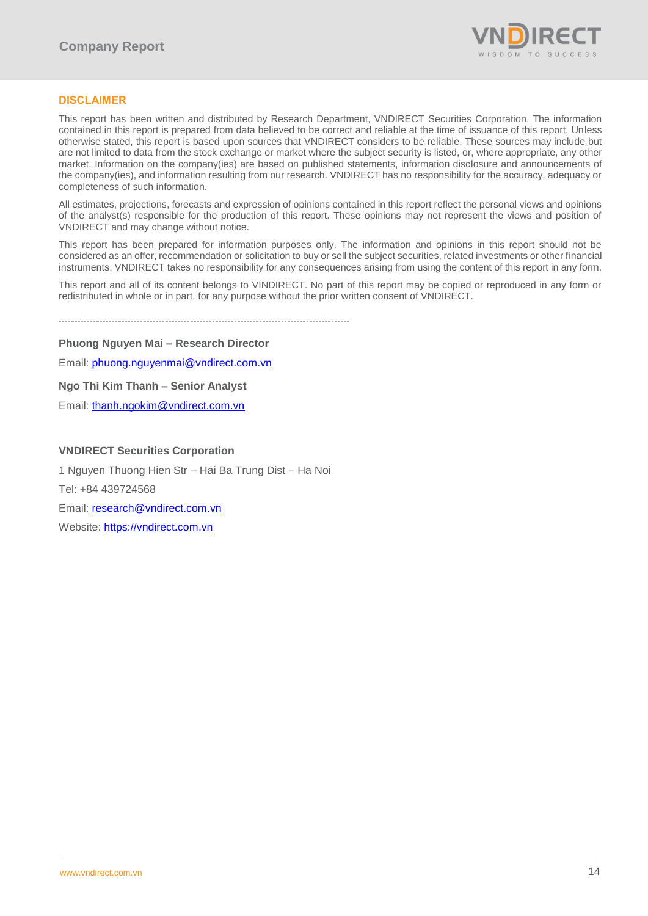## DISCLAIMER

This report has been written and distributed by Research Department, VNDIRECT Securities Corporation. The information contained in this report is prepared from data believed to be correct and reliable at the time of issuance of this report. Unless otherwise stated, this report is based upon sources that VNDIRECT considers to be reliable. These sources may include but are not limited to data from the stock exchange or market where the subject security is listed, or, where appropriate, any other market. Information on the company(ies) are based on published statements, information disclosure and announcements of the company(ies), and information resulting from our research. VNDIRECT has no responsibility for the accuracy, adequacy or completeness of such information.

All estimates, projections, forecasts and expression of opinions contained in this report reflect the personal views and opinions of the analyst(s) responsible for the production of this report. These opinions may not represent the views and position of VNDIRECT and may change without notice.

This report has been prepared for information purposes only. The information and opinions in this report should not be considered as an offer, recommendation or solicitation to buy or sell the subject securities, related investments or other financial instruments. VNDIRECT takes no responsibility for any consequences arising from using the content of this report in any form.

This report and all of its content belongs to VINDIRECT. No part of this report may be copied or reproduced in any form or redistributed in whole or in part, for any purpose without the prior written consent of VNDIRECT.

---

**Phuong Nguyen Mai – Research Director**

Email: phuong.nguyenmai@vndirect.com.vn

**Ngo Thi Kim Thanh – Senior Analyst**

Email: thanh.ngokim@vndirect.com.vn

**VNDIRECT Securities Corporation**

1 Nguyen Thuong Hien Str – Hai Ba Trung Dist – Ha Noi

Tel: +84 439724568

Email: research@vndirect.com.vn

Website: https://vndirect.com.vn